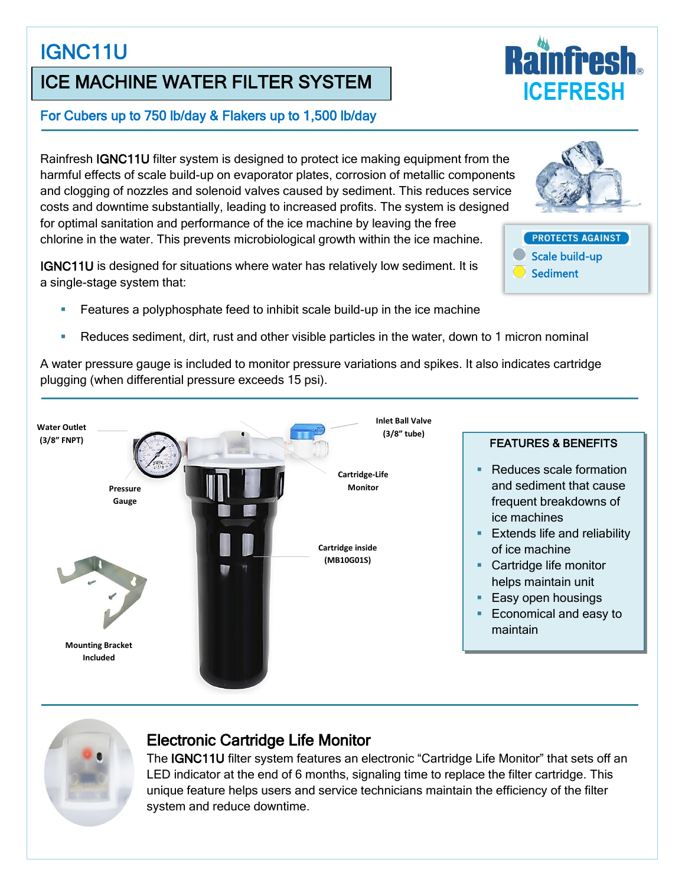# IGNC11U

## ICE MACHINE WATER FILTER SYSTEM

**For Cubers up to 750 lb/day & Flakers up to 1,500 lb/day**

Rainfresh ICEFRESH

Rainfresh IGNC11U filter system is designed to protect ice making equipment from the harmful effects of scale build-up on evaporator plates, corrosion of metallic components and clogging of nozzles and solenoid valves caused by sediment. This reduces service costs and downtime substantially, leading to increased profits. The system is designed for optimal sanitation and performance of the ice machine by leaving the free chlorine in the water. This prevents microbiological growth within the ice machine.

**PROTECTS AGAINST**
- Scale build-up
- Sediment

IGNC11U is designed for situations where water has relatively low sediment. It is a single-stage system that:

- Features a polyphosphate feed to inhibit scale build-up in the ice machine
- Reduces sediment, dirt, rust and other visible particles in the water, down to 1 micron nominal

A water pressure gauge is included to monitor pressure variations and spikes. It also indicates cartridge plugging (when differential pressure exceeds 15 psi).

Water Outlet (3/8" FNPT)

Inlet Ball Valve (3/8" tube)

Pressure Gauge

Cartridge-Life Monitor

Cartridge inside (MB10G01S)

Mounting Bracket Included

### FEATURES & BENEFITS

- Reduces scale formation and sediment that cause frequent breakdowns of ice machines
- Extends life and reliability of ice machine
- Cartridge life monitor helps maintain unit
- Easy open housings
- Economical and easy to maintain

## Electronic Cartridge Life Monitor

The IGNC11U filter system features an electronic "Cartridge Life Monitor" that sets off an LED indicator at the end of 6 months, signaling time to replace the filter cartridge. This unique feature helps users and service technicians maintain the efficiency of the filter system and reduce downtime.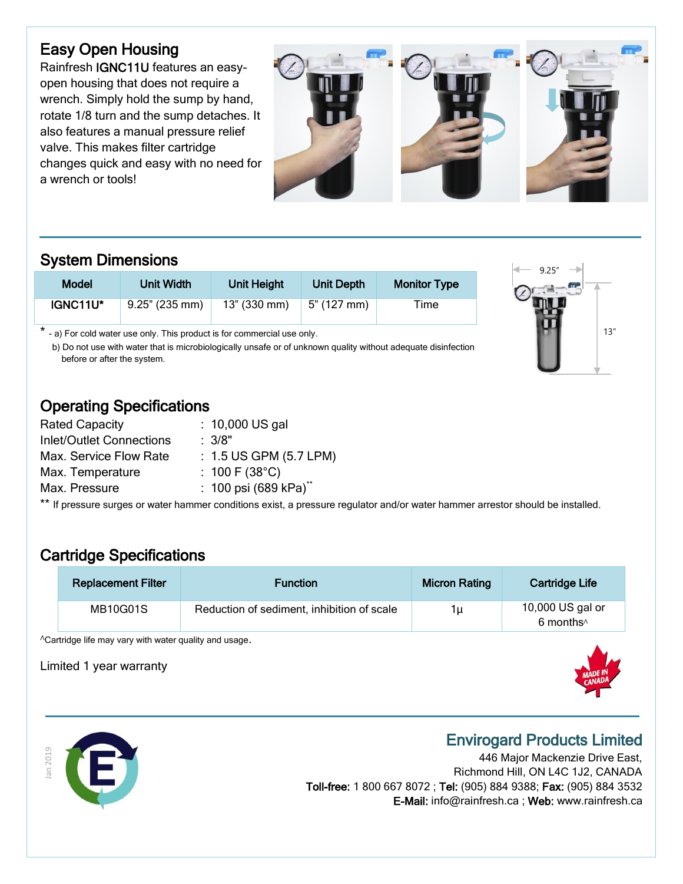## Easy Open Housing

Rainfresh IGNC11U features an easy-open housing that does not require a wrench. Simply hold the sump by hand, rotate 1/8 turn and the sump detaches. It also features a manual pressure relief valve. This makes filter cartridge changes quick and easy with no need for a wrench or tools!

## System Dimensions

| Model | Unit Width | Unit Height | Unit Depth | Monitor Type |
|---|---|---|---|---|
| IGNC11U* | 9.25" (235 mm) | 13" (330 mm) | 5" (127 mm) | Time |

\* - a) For cold water use only. This product is for commercial use only.
b) Do not use with water that is microbiologically unsafe or of unknown quality without adequate disinfection before or after the system.

9.25″

13″

## Operating Specifications

Rated Capacity : 10,000 US gal
Inlet/Outlet Connections : 3/8"
Max. Service Flow Rate : 1.5 US GPM (5.7 LPM)
Max. Temperature : 100 F (38°C)
Max. Pressure : 100 psi (689 kPa)**

** If pressure surges or water hammer conditions exist, a pressure regulator and/or water hammer arrestor should be installed.

## Cartridge Specifications

| Replacement Filter | Function | Micron Rating | Cartridge Life |
|---|---|---|---|
| MB10G01S | Reduction of sediment, inhibition of scale | 1µ | 10,000 US gal or 6 months^ |

^Cartridge life may vary with water quality and usage.

Limited 1 year warranty

MADE IN CANADA

Jan 2019

**Envirogard Products Limited**
446 Major Mackenzie Drive East,
Richmond Hill, ON L4C 1J2, CANADA
**Toll-free:** 1 800 667 8072 ; **Tel:** (905) 884 9388; **Fax:** (905) 884 3532
**E-Mail:** info@rainfresh.ca ; **Web:** www.rainfresh.ca